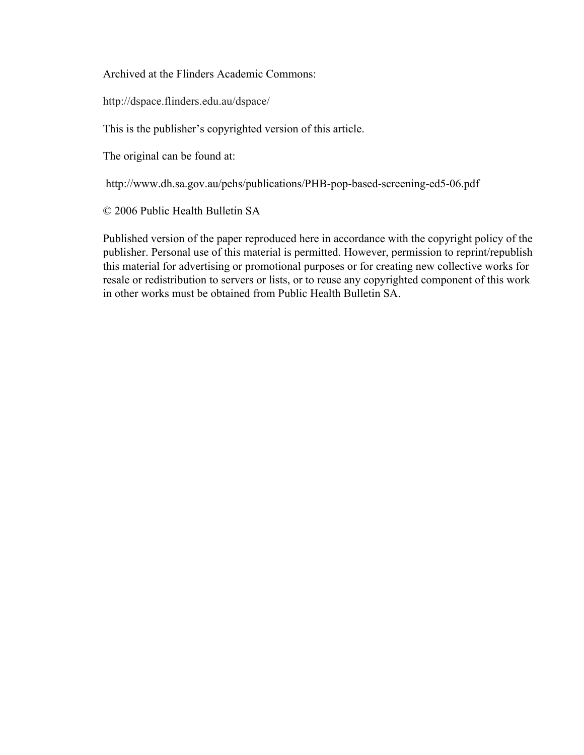Archived at the Flinders Academic Commons:

http://dspace.flinders.edu.au/dspace/

This is the publisher's copyrighted version of this article.

The original can be found at:

http://www.dh.sa.gov.au/pehs/publications/PHB-pop-based-screening-ed5-06.pdf

© 2006 Public Health Bulletin SA

Published version of the paper reproduced here in accordance with the copyright policy of the publisher. Personal use of this material is permitted. However, permission to reprint/republish this material for advertising or promotional purposes or for creating new collective works for resale or redistribution to servers or lists, or to reuse any copyrighted component of this work in other works must be obtained from Public Health Bulletin SA.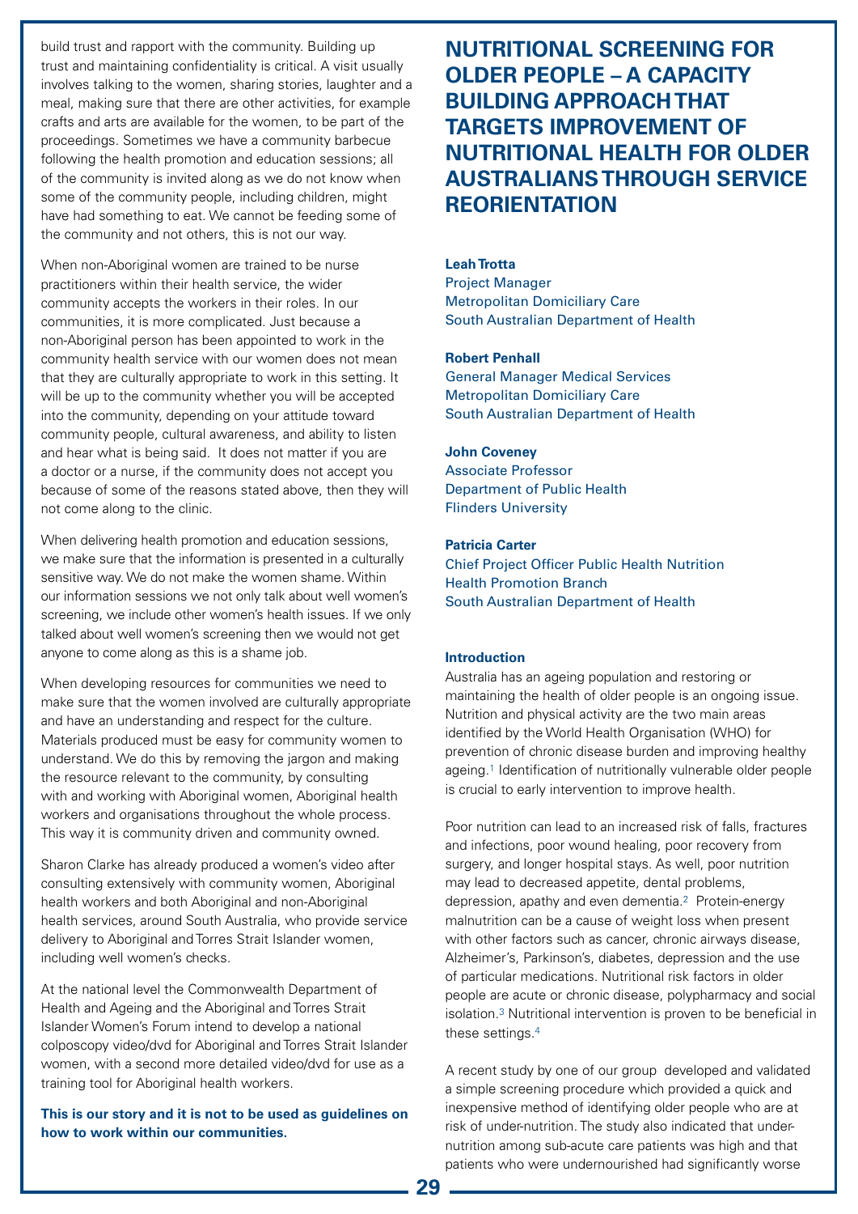build trust and rapport with the community. Building up trust and maintaining confidentiality is critical. A visit usually involves talking to the women, sharing stories, laughter and a meal, making sure that there are other activities, for example crafts and arts are available for the women, to be part of the proceedings. Sometimes we have a community barbecue following the health promotion and education sessions; all of the community is invited along as we do not know when some of the community people, including children, might have had something to eat. We cannot be feeding some of the community and not others, this is not our way.

When non-Aboriginal women are trained to be nurse practitioners within their health service, the wider community accepts the workers in their roles. In our communities, it is more complicated. Just because a non-Aboriginal person has been appointed to work in the community health service with our women does not mean that they are culturally appropriate to work in this setting. It will be up to the community whether you will be accepted into the community, depending on your attitude toward community people, cultural awareness, and ability to listen and hear what is being said. It does not matter if you are a doctor or a nurse, if the community does not accept you because of some of the reasons stated above, then they will not come along to the clinic.

When delivering health promotion and education sessions, we make sure that the information is presented in a culturally sensitive way. We do not make the women shame. Within our information sessions we not only talk about well women's screening, we include other women's health issues. If we only talked about well women's screening then we would not get anyone to come along as this is a shame job.

When developing resources for communities we need to make sure that the women involved are culturally appropriate and have an understanding and respect for the culture. Materials produced must be easy for community women to understand. We do this by removing the jargon and making the resource relevant to the community, by consulting with and working with Aboriginal women, Aboriginal health workers and organisations throughout the whole process. This way it is community driven and community owned.

Sharon Clarke has already produced a women's video after consulting extensively with community women, Aboriginal health workers and both Aboriginal and non-Aboriginal health services, around South Australia, who provide service delivery to Aboriginal and Torres Strait Islander women, including well women's checks.

At the national level the Commonwealth Department of Health and Ageing and the Aboriginal and Torres Strait Islander Women's Forum intend to develop a national colposcopy video/dvd for Aboriginal and Torres Strait Islander women, with a second more detailed video/dvd for use as a training tool for Aboriginal health workers.

**This is our story and it is not to be used as guidelines on how to work within our communities.**

# NUTRITIONAL SCREENING FOR OLDER PEOPLE – A CAPACITY BUILDING APPROACH THAT TARGETS IMPROVEMENT OF NUTRITIONAL HEALTH FOR OLDER AUSTRALIANS THROUGH SERVICE REORIENTATION

**Leah Trotta**
Project Manager
Metropolitan Domiciliary Care
South Australian Department of Health

**Robert Penhall**
General Manager Medical Services
Metropolitan Domiciliary Care
South Australian Department of Health

**John Coveney**
Associate Professor
Department of Public Health
Flinders University

**Patricia Carter**
Chief Project Officer Public Health Nutrition
Health Promotion Branch
South Australian Department of Health

### Introduction

Australia has an ageing population and restoring or maintaining the health of older people is an ongoing issue. Nutrition and physical activity are the two main areas identified by the World Health Organisation (WHO) for prevention of chronic disease burden and improving healthy ageing.[1] Identification of nutritionally vulnerable older people is crucial to early intervention to improve health.

Poor nutrition can lead to an increased risk of falls, fractures and infections, poor wound healing, poor recovery from surgery, and longer hospital stays. As well, poor nutrition may lead to decreased appetite, dental problems, depression, apathy and even dementia.[2] Protein-energy malnutrition can be a cause of weight loss when present with other factors such as cancer, chronic airways disease, Alzheimer's, Parkinson's, diabetes, depression and the use of particular medications. Nutritional risk factors in older people are acute or chronic disease, polypharmacy and social isolation.[3] Nutritional intervention is proven to be beneficial in these settings.[4]

A recent study by one of our group developed and validated a simple screening procedure which provided a quick and inexpensive method of identifying older people who are at risk of under-nutrition. The study also indicated that under-nutrition among sub-acute care patients was high and that patients who were undernourished had significantly worse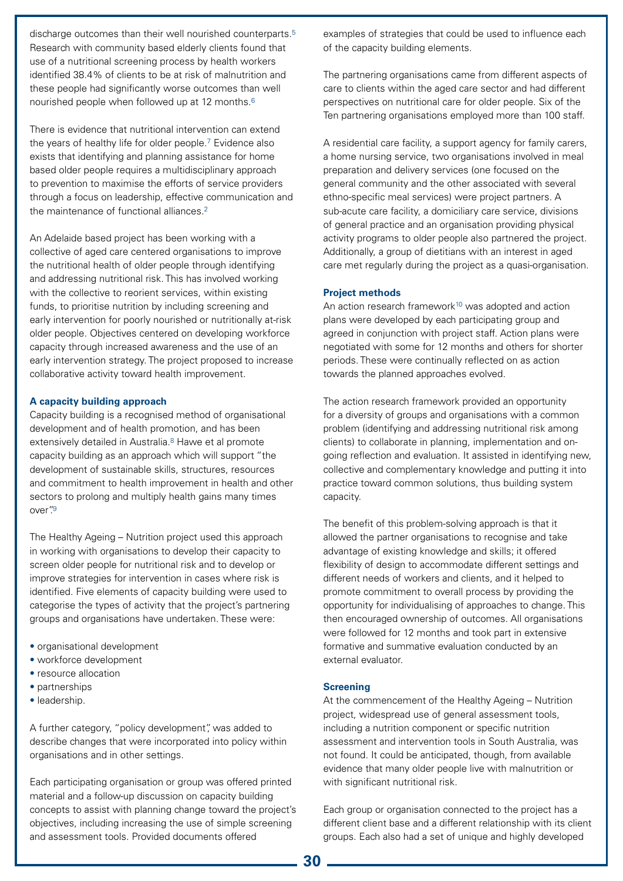discharge outcomes than their well nourished counterparts.[5] Research with community based elderly clients found that use of a nutritional screening process by health workers identified 38.4% of clients to be at risk of malnutrition and these people had significantly worse outcomes than well nourished people when followed up at 12 months.[6]

There is evidence that nutritional intervention can extend the years of healthy life for older people.[7] Evidence also exists that identifying and planning assistance for home based older people requires a multidisciplinary approach to prevention to maximise the efforts of service providers through a focus on leadership, effective communication and the maintenance of functional alliances.[2]

An Adelaide based project has been working with a collective of aged care centered organisations to improve the nutritional health of older people through identifying and addressing nutritional risk. This has involved working with the collective to reorient services, within existing funds, to prioritise nutrition by including screening and early intervention for poorly nourished or nutritionally at-risk older people. Objectives centered on developing workforce capacity through increased awareness and the use of an early intervention strategy. The project proposed to increase collaborative activity toward health improvement.

### A capacity building approach

Capacity building is a recognised method of organisational development and of health promotion, and has been extensively detailed in Australia.[8] Hawe et al promote capacity building as an approach which will support "the development of sustainable skills, structures, resources and commitment to health improvement in health and other sectors to prolong and multiply health gains many times over".[9]

The Healthy Ageing – Nutrition project used this approach in working with organisations to develop their capacity to screen older people for nutritional risk and to develop or improve strategies for intervention in cases where risk is identified. Five elements of capacity building were used to categorise the types of activity that the project's partnering groups and organisations have undertaken. These were:

- organisational development
- workforce development
- resource allocation
- partnerships
- leadership.

A further category, "policy development", was added to describe changes that were incorporated into policy within organisations and in other settings.

Each participating organisation or group was offered printed material and a follow-up discussion on capacity building concepts to assist with planning change toward the project's objectives, including increasing the use of simple screening and assessment tools. Provided documents offered examples of strategies that could be used to influence each of the capacity building elements.

The partnering organisations came from different aspects of care to clients within the aged care sector and had different perspectives on nutritional care for older people. Six of the Ten partnering organisations employed more than 100 staff.

A residential care facility, a support agency for family carers, a home nursing service, two organisations involved in meal preparation and delivery services (one focused on the general community and the other associated with several ethno-specific meal services) were project partners. A sub-acute care facility, a domiciliary care service, divisions of general practice and an organisation providing physical activity programs to older people also partnered the project. Additionally, a group of dietitians with an interest in aged care met regularly during the project as a quasi-organisation.

### Project methods

An action research framework[10] was adopted and action plans were developed by each participating group and agreed in conjunction with project staff. Action plans were negotiated with some for 12 months and others for shorter periods. These were continually reflected on as action towards the planned approaches evolved.

The action research framework provided an opportunity for a diversity of groups and organisations with a common problem (identifying and addressing nutritional risk among clients) to collaborate in planning, implementation and on-going reflection and evaluation. It assisted in identifying new, collective and complementary knowledge and putting it into practice toward common solutions, thus building system capacity.

The benefit of this problem-solving approach is that it allowed the partner organisations to recognise and take advantage of existing knowledge and skills; it offered flexibility of design to accommodate different settings and different needs of workers and clients, and it helped to promote commitment to overall process by providing the opportunity for individualising of approaches to change. This then encouraged ownership of outcomes. All organisations were followed for 12 months and took part in extensive formative and summative evaluation conducted by an external evaluator.

### Screening

At the commencement of the Healthy Ageing – Nutrition project, widespread use of general assessment tools, including a nutrition component or specific nutrition assessment and intervention tools in South Australia, was not found. It could be anticipated, though, from available evidence that many older people live with malnutrition or with significant nutritional risk.

Each group or organisation connected to the project has a different client base and a different relationship with its client groups. Each also had a set of unique and highly developed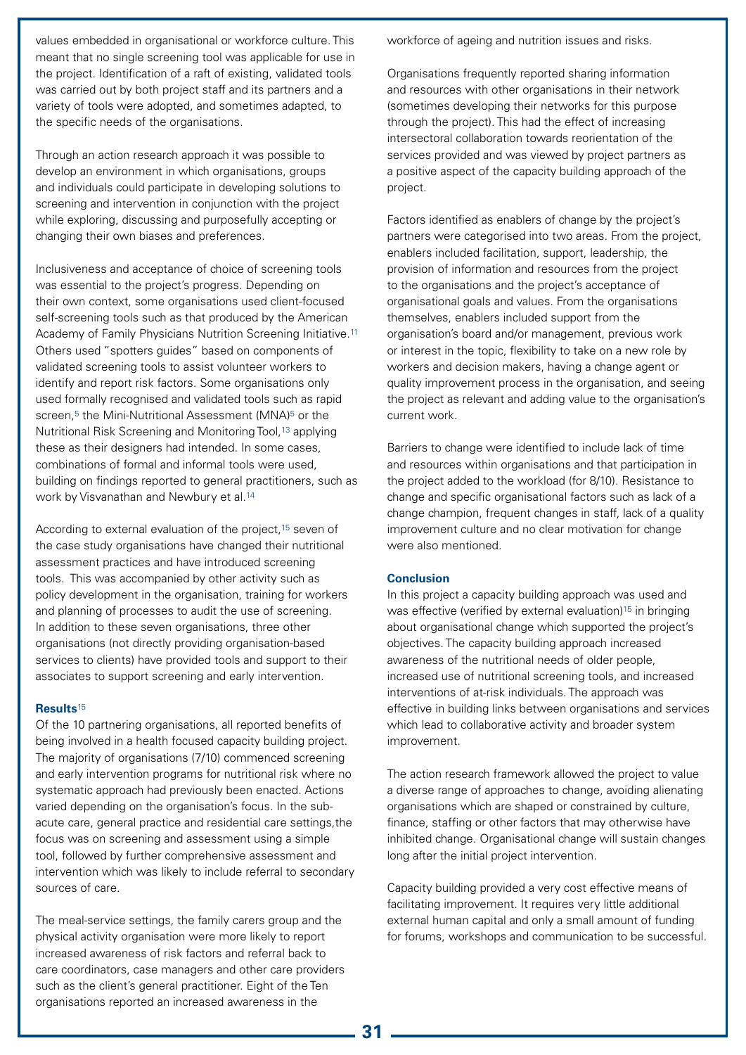values embedded in organisational or workforce culture. This meant that no single screening tool was applicable for use in the project. Identification of a raft of existing, validated tools was carried out by both project staff and its partners and a variety of tools were adopted, and sometimes adapted, to the specific needs of the organisations.

Through an action research approach it was possible to develop an environment in which organisations, groups and individuals could participate in developing solutions to screening and intervention in conjunction with the project while exploring, discussing and purposefully accepting or changing their own biases and preferences.

Inclusiveness and acceptance of choice of screening tools was essential to the project's progress. Depending on their own context, some organisations used client-focused self-screening tools such as that produced by the American Academy of Family Physicians Nutrition Screening Initiative.[11] Others used "spotters guides" based on components of validated screening tools to assist volunteer workers to identify and report risk factors. Some organisations only used formally recognised and validated tools such as rapid screen,[5] the Mini-Nutritional Assessment (MNA)[5] or the Nutritional Risk Screening and Monitoring Tool,[13] applying these as their designers had intended. In some cases, combinations of formal and informal tools were used, building on findings reported to general practitioners, such as work by Visvanathan and Newbury et al.[14]

According to external evaluation of the project,[15] seven of the case study organisations have changed their nutritional assessment practices and have introduced screening tools. This was accompanied by other activity such as policy development in the organisation, training for workers and planning of processes to audit the use of screening. In addition to these seven organisations, three other organisations (not directly providing organisation-based services to clients) have provided tools and support to their associates to support screening and early intervention.

**Results**[15]

Of the 10 partnering organisations, all reported benefits of being involved in a health focused capacity building project. The majority of organisations (7/10) commenced screening and early intervention programs for nutritional risk where no systematic approach had previously been enacted. Actions varied depending on the organisation's focus. In the sub-acute care, general practice and residential care settings,the focus was on screening and assessment using a simple tool, followed by further comprehensive assessment and intervention which was likely to include referral to secondary sources of care.

The meal-service settings, the family carers group and the physical activity organisation were more likely to report increased awareness of risk factors and referral back to care coordinators, case managers and other care providers such as the client's general practitioner. Eight of the Ten organisations reported an increased awareness in the workforce of ageing and nutrition issues and risks.

Organisations frequently reported sharing information and resources with other organisations in their network (sometimes developing their networks for this purpose through the project). This had the effect of increasing intersectoral collaboration towards reorientation of the services provided and was viewed by project partners as a positive aspect of the capacity building approach of the project.

Factors identified as enablers of change by the project's partners were categorised into two areas. From the project, enablers included facilitation, support, leadership, the provision of information and resources from the project to the organisations and the project's acceptance of organisational goals and values. From the organisations themselves, enablers included support from the organisation's board and/or management, previous work or interest in the topic, flexibility to take on a new role by workers and decision makers, having a change agent or quality improvement process in the organisation, and seeing the project as relevant and adding value to the organisation's current work.

Barriers to change were identified to include lack of time and resources within organisations and that participation in the project added to the workload (for 8/10). Resistance to change and specific organisational factors such as lack of a change champion, frequent changes in staff, lack of a quality improvement culture and no clear motivation for change were also mentioned.

**Conclusion**

In this project a capacity building approach was used and was effective (verified by external evaluation)[15] in bringing about organisational change which supported the project's objectives. The capacity building approach increased awareness of the nutritional needs of older people, increased use of nutritional screening tools, and increased interventions of at-risk individuals. The approach was effective in building links between organisations and services which lead to collaborative activity and broader system improvement.

The action research framework allowed the project to value a diverse range of approaches to change, avoiding alienating organisations which are shaped or constrained by culture, finance, staffing or other factors that may otherwise have inhibited change. Organisational change will sustain changes long after the initial project intervention.

Capacity building provided a very cost effective means of facilitating improvement. It requires very little additional external human capital and only a small amount of funding for forums, workshops and communication to be successful.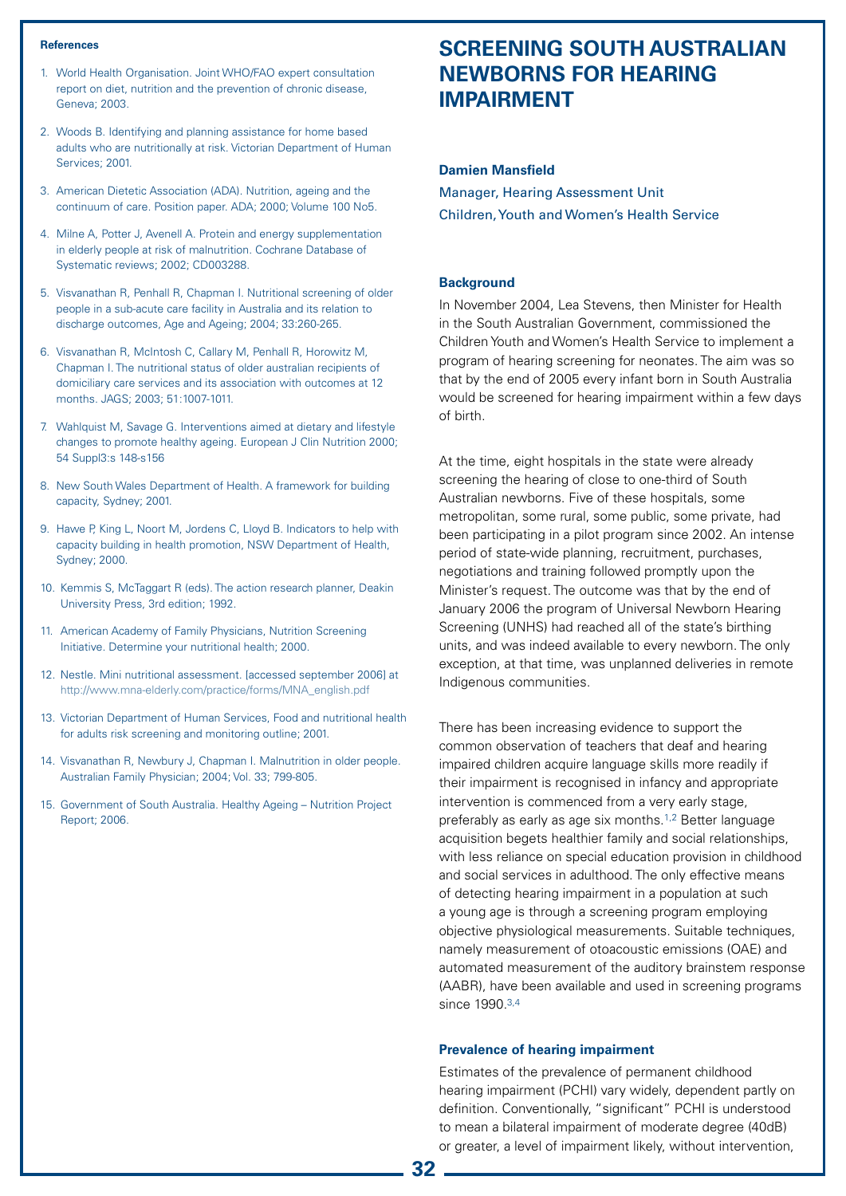**References**

1. World Health Organisation. Joint WHO/FAO expert consultation report on diet, nutrition and the prevention of chronic disease, Geneva; 2003.
2. Woods B. Identifying and planning assistance for home based adults who are nutritionally at risk. Victorian Department of Human Services; 2001.
3. American Dietetic Association (ADA). Nutrition, ageing and the continuum of care. Position paper. ADA; 2000; Volume 100 No5.
4. Milne A, Potter J, Avenell A. Protein and energy supplementation in elderly people at risk of malnutrition. Cochrane Database of Systematic reviews; 2002; CD003288.
5. Visvanathan R, Penhall R, Chapman I. Nutritional screening of older people in a sub-acute care facility in Australia and its relation to discharge outcomes, Age and Ageing; 2004; 33:260-265.
6. Visvanathan R, McIntosh C, Callary M, Penhall R, Horowitz M, Chapman I. The nutritional status of older australian recipients of domiciliary care services and its association with outcomes at 12 months. JAGS; 2003; 51:1007-1011.
7. Wahlquist M, Savage G. Interventions aimed at dietary and lifestyle changes to promote healthy ageing. European J Clin Nutrition 2000; 54 Suppl3:s 148-s156
8. New South Wales Department of Health. A framework for building capacity, Sydney; 2001.
9. Hawe P, King L, Noort M, Jordens C, Lloyd B. Indicators to help with capacity building in health promotion, NSW Department of Health, Sydney; 2000.
10. Kemmis S, McTaggart R (eds). The action research planner, Deakin University Press, 3rd edition; 1992.
11. American Academy of Family Physicians, Nutrition Screening Initiative. Determine your nutritional health; 2000.
12. Nestle. Mini nutritional assessment. [accessed september 2006] at http://www.mna-elderly.com/practice/forms/MNA_english.pdf
13. Victorian Department of Human Services, Food and nutritional health for adults risk screening and monitoring outline; 2001.
14. Visvanathan R, Newbury J, Chapman I. Malnutrition in older people. Australian Family Physician; 2004; Vol. 33; 799-805.
15. Government of South Australia. Healthy Ageing – Nutrition Project Report; 2006.

# SCREENING SOUTH AUSTRALIAN NEWBORNS FOR HEARING IMPAIRMENT

**Damien Mansfield**

Manager, Hearing Assessment Unit

Children, Youth and Women's Health Service

### Background

In November 2004, Lea Stevens, then Minister for Health in the South Australian Government, commissioned the Children Youth and Women's Health Service to implement a program of hearing screening for neonates. The aim was so that by the end of 2005 every infant born in South Australia would be screened for hearing impairment within a few days of birth.

At the time, eight hospitals in the state were already screening the hearing of close to one-third of South Australian newborns. Five of these hospitals, some metropolitan, some rural, some public, some private, had been participating in a pilot program since 2002. An intense period of state-wide planning, recruitment, purchases, negotiations and training followed promptly upon the Minister's request. The outcome was that by the end of January 2006 the program of Universal Newborn Hearing Screening (UNHS) had reached all of the state's birthing units, and was indeed available to every newborn. The only exception, at that time, was unplanned deliveries in remote Indigenous communities.

There has been increasing evidence to support the common observation of teachers that deaf and hearing impaired children acquire language skills more readily if their impairment is recognised in infancy and appropriate intervention is commenced from a very early stage, preferably as early as age six months.[1,2] Better language acquisition begets healthier family and social relationships, with less reliance on special education provision in childhood and social services in adulthood. The only effective means of detecting hearing impairment in a population at such a young age is through a screening program employing objective physiological measurements. Suitable techniques, namely measurement of otoacoustic emissions (OAE) and automated measurement of the auditory brainstem response (AABR), have been available and used in screening programs since 1990.[3,4]

### Prevalence of hearing impairment

Estimates of the prevalence of permanent childhood hearing impairment (PCHI) vary widely, dependent partly on definition. Conventionally, "significant" PCHI is understood to mean a bilateral impairment of moderate degree (40dB) or greater, a level of impairment likely, without intervention,